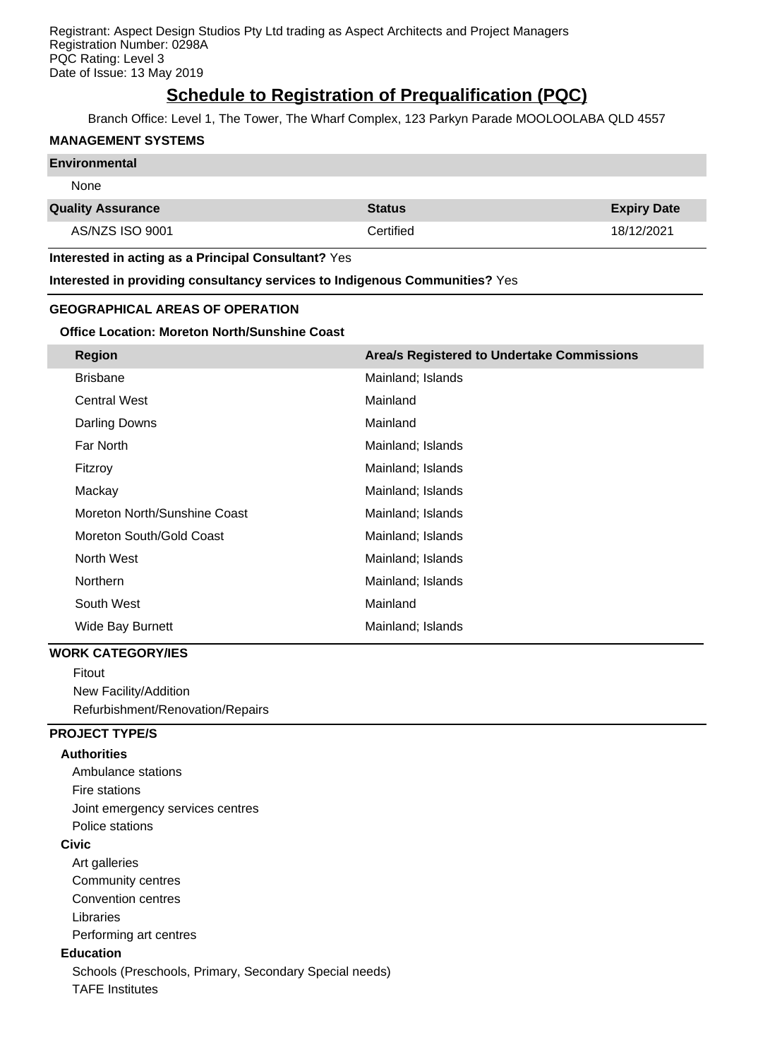Registrant: Aspect Design Studios Pty Ltd trading as Aspect Architects and Project Managers
Registration Number: 0298A
PQC Rating: Level 3
Date of Issue: 13 May 2019

# Schedule to Registration of Prequalification (PQC)

Branch Office: Level 1, The Tower, The Wharf Complex, 123 Parkyn Parade MOOLOOLABA QLD 4557

## MANAGEMENT SYSTEMS

| Environmental | | |
|---|---|---|
| None | | |

| Quality Assurance | Status | Expiry Date |
|---|---|---|
| AS/NZS ISO 9001 | Certified | 18/12/2021 |

**Interested in acting as a Principal Consultant?** Yes

**Interested in providing consultancy services to Indigenous Communities?** Yes

## GEOGRAPHICAL AREAS OF OPERATION

### Office Location: Moreton North/Sunshine Coast

| Region | Area/s Registered to Undertake Commissions |
|---|---|
| Brisbane | Mainland; Islands |
| Central West | Mainland |
| Darling Downs | Mainland |
| Far North | Mainland; Islands |
| Fitzroy | Mainland; Islands |
| Mackay | Mainland; Islands |
| Moreton North/Sunshine Coast | Mainland; Islands |
| Moreton South/Gold Coast | Mainland; Islands |
| North West | Mainland; Islands |
| Northern | Mainland; Islands |
| South West | Mainland |
| Wide Bay Burnett | Mainland; Islands |

## WORK CATEGORY/IES

Fitout
New Facility/Addition
Refurbishment/Renovation/Repairs

## PROJECT TYPE/S

### Authorities

Ambulance stations
Fire stations
Joint emergency services centres
Police stations

### Civic

Art galleries
Community centres
Convention centres
Libraries
Performing art centres

### Education

Schools (Preschools, Primary, Secondary Special needs)
TAFE Institutes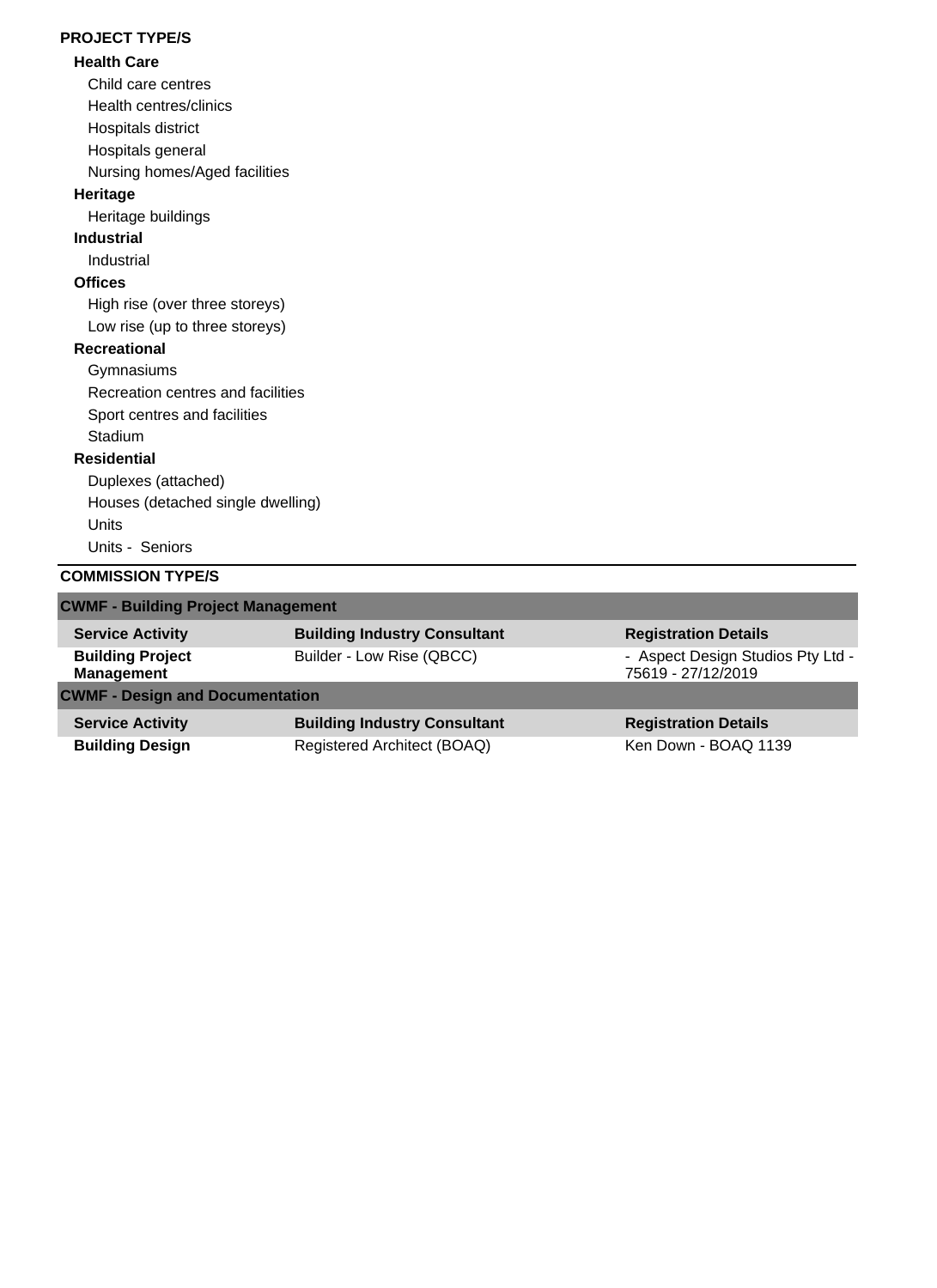**PROJECT TYPE/S**

**Health Care**

- Child care centres
- Health centres/clinics
- Hospitals district
- Hospitals general
- Nursing homes/Aged facilities

**Heritage**

- Heritage buildings

**Industrial**

- Industrial

**Offices**

- High rise (over three storeys)
- Low rise (up to three storeys)

**Recreational**

- Gymnasiums
- Recreation centres and facilities
- Sport centres and facilities
- Stadium

**Residential**

- Duplexes (attached)
- Houses (detached single dwelling)
- Units
- Units - Seniors

**COMMISSION TYPE/S**

| **CWMF - Building Project Management** | | |
|---|---|---|
| **Service Activity** | **Building Industry Consultant** | **Registration Details** |
| **Building Project Management** | Builder - Low Rise (QBCC) | - Aspect Design Studios Pty Ltd - 75619 - 27/12/2019 |

| **CWMF - Design and Documentation** | | |
|---|---|---|
| **Service Activity** | **Building Industry Consultant** | **Registration Details** |
| **Building Design** | Registered Architect (BOAQ) | Ken Down - BOAQ 1139 |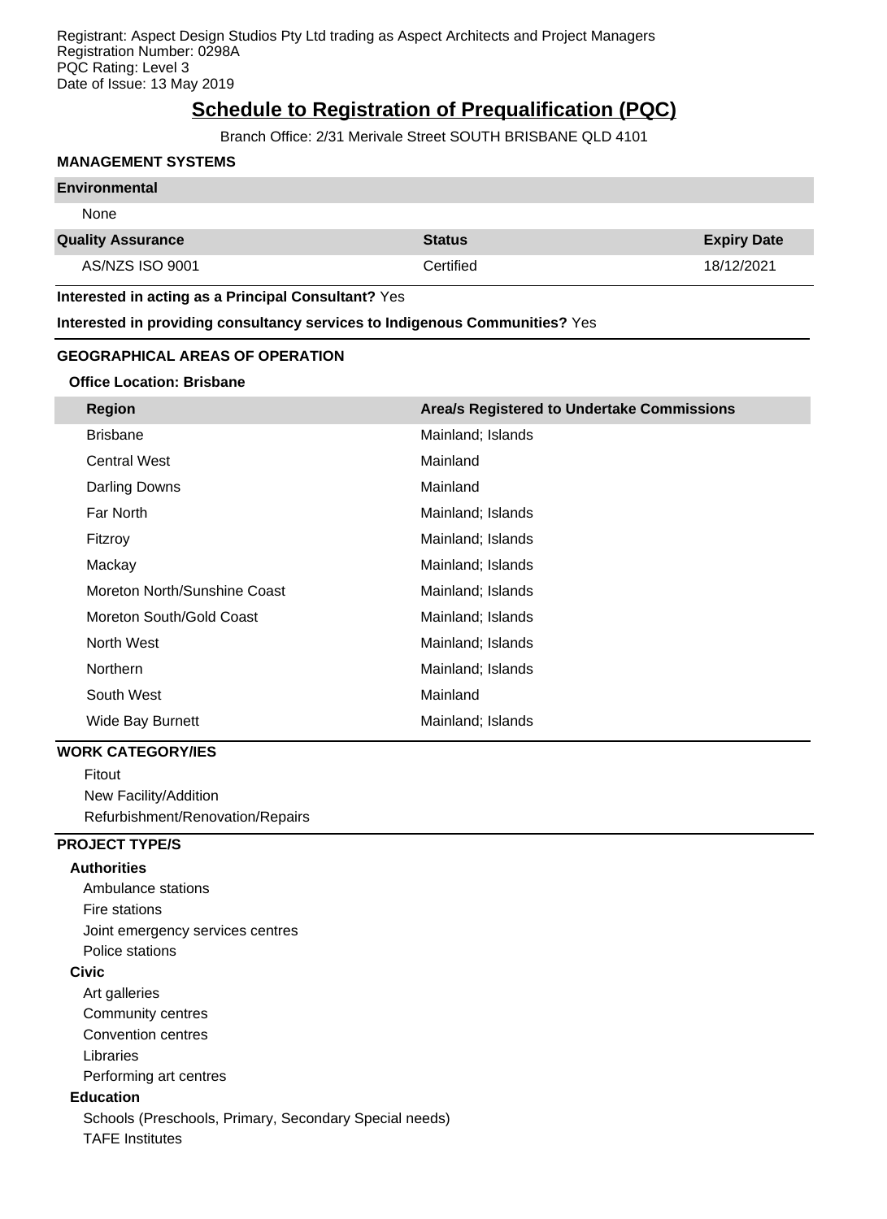Registrant: Aspect Design Studios Pty Ltd trading as Aspect Architects and Project Managers
Registration Number: 0298A
PQC Rating: Level 3
Date of Issue: 13 May 2019

# Schedule to Registration of Prequalification (PQC)

Branch Office: 2/31 Merivale Street SOUTH BRISBANE QLD 4101

## MANAGEMENT SYSTEMS

**Environmental**

None

| Quality Assurance | Status | Expiry Date |
| --- | --- | --- |
| AS/NZS ISO 9001 | Certified | 18/12/2021 |

**Interested in acting as a Principal Consultant?** Yes

**Interested in providing consultancy services to Indigenous Communities?** Yes

## GEOGRAPHICAL AREAS OF OPERATION

### Office Location: Brisbane

| Region | Area/s Registered to Undertake Commissions |
| --- | --- |
| Brisbane | Mainland; Islands |
| Central West | Mainland |
| Darling Downs | Mainland |
| Far North | Mainland; Islands |
| Fitzroy | Mainland; Islands |
| Mackay | Mainland; Islands |
| Moreton North/Sunshine Coast | Mainland; Islands |
| Moreton South/Gold Coast | Mainland; Islands |
| North West | Mainland; Islands |
| Northern | Mainland; Islands |
| South West | Mainland |
| Wide Bay Burnett | Mainland; Islands |

## WORK CATEGORY/IES

- Fitout
- New Facility/Addition
- Refurbishment/Renovation/Repairs

## PROJECT TYPE/S

### Authorities

- Ambulance stations
- Fire stations
- Joint emergency services centres
- Police stations

### Civic

- Art galleries
- Community centres
- Convention centres
- Libraries
- Performing art centres

### Education

- Schools (Preschools, Primary, Secondary Special needs)
- TAFE Institutes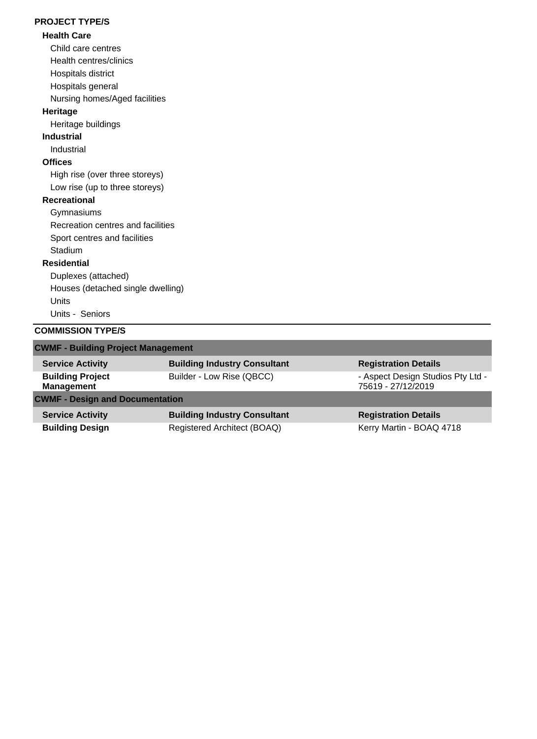## PROJECT TYPE/S

### Health Care

- Child care centres
- Health centres/clinics
- Hospitals district
- Hospitals general
- Nursing homes/Aged facilities

### Heritage

- Heritage buildings

### Industrial

- Industrial

### Offices

- High rise (over three storeys)
- Low rise (up to three storeys)

### Recreational

- Gymnasiums
- Recreation centres and facilities
- Sport centres and facilities
- Stadium

### Residential

- Duplexes (attached)
- Houses (detached single dwelling)
- Units
- Units - Seniors

## COMMISSION TYPE/S

| CWMF - Building Project Management | | |
|---|---|---|
| **Service Activity** | **Building Industry Consultant** | **Registration Details** |
| **Building Project Management** | Builder - Low Rise (QBCC) | - Aspect Design Studios Pty Ltd - 75619 - 27/12/2019 |

| CWMF - Design and Documentation | | |
|---|---|---|
| **Service Activity** | **Building Industry Consultant** | **Registration Details** |
| **Building Design** | Registered Architect (BOAQ) | Kerry Martin - BOAQ 4718 |